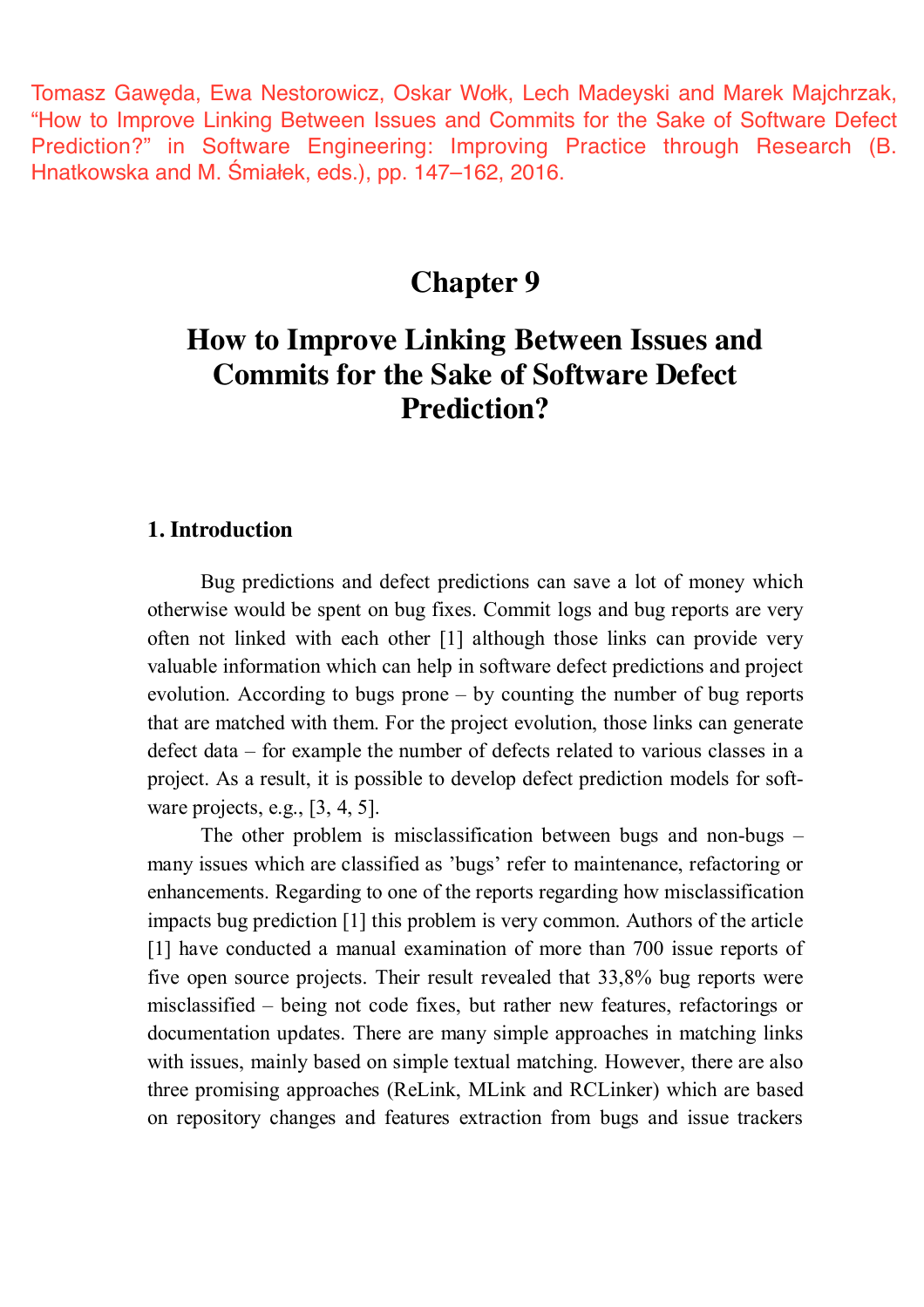Tomasz Gawęda, Ewa Nestorowicz, Oskar Wołk, Lech Madeyski and Marek Majchrzak, "How to Improve Linking Between Issues and Commits for the Sake of Software Defect Prediction?" in Software Engineering: Improving Practice through Research (B. Hnatkowska and M. Śmiałek, eds.), pp. 147–162, 2016.

# Chapter 9

# How to Improve Linking Between Issues and Commits for the Sake of Software Defect Prediction?

## 1. Introduction

Bug predictions and defect predictions can save a lot of money which otherwise would be spent on bug fixes. Commit logs and bug reports are very often not linked with each other [1] although those links can provide very valuable information which can help in software defect predictions and project evolution. According to bugs prone – by counting the number of bug reports that are matched with them. For the project evolution, those links can generate defect data – for example the number of defects related to various classes in a project. As a result, it is possible to develop defect prediction models for software projects, e.g., [3, 4, 5].

The other problem is misclassification between bugs and non-bugs – many issues which are classified as 'bugs' refer to maintenance, refactoring or enhancements. Regarding to one of the reports regarding how misclassification impacts bug prediction [1] this problem is very common. Authors of the article [1] have conducted a manual examination of more than 700 issue reports of five open source projects. Their result revealed that 33,8% bug reports were misclassified – being not code fixes, but rather new features, refactorings or documentation updates. There are many simple approaches in matching links with issues, mainly based on simple textual matching. However, there are also three promising approaches (ReLink, MLink and RCLinker) which are based on repository changes and features extraction from bugs and issue trackers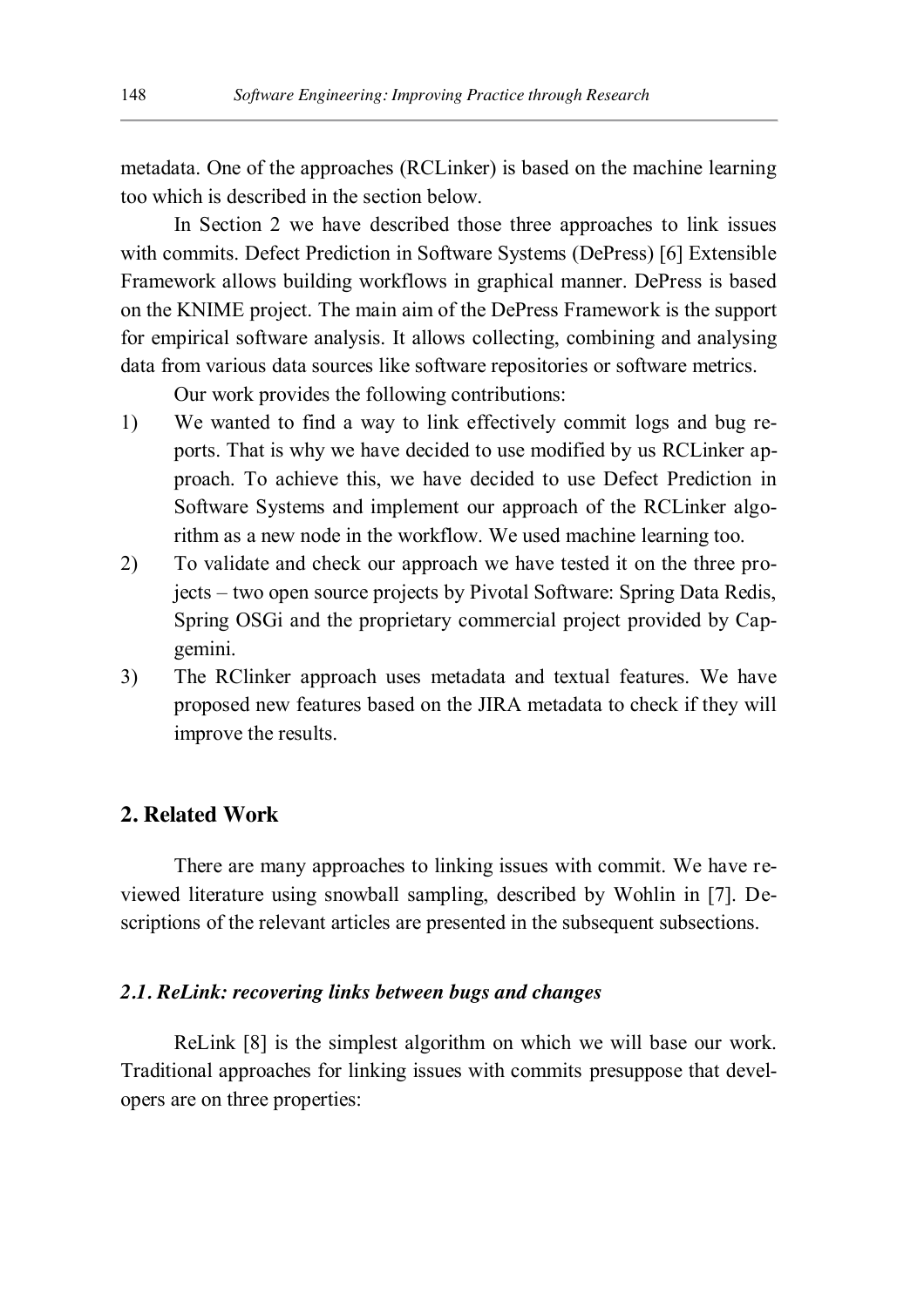metadata. One of the approaches (RCLinker) is based on the machine learning too which is described in the section below.

In Section 2 we have described those three approaches to link issues with commits. Defect Prediction in Software Systems (DePress) [6] Extensible Framework allows building workflows in graphical manner. DePress is based on the KNIME project. The main aim of the DePress Framework is the support for empirical software analysis. It allows collecting, combining and analysing data from various data sources like software repositories or software metrics.

Our work provides the following contributions:

1) We wanted to find a way to link effectively commit logs and bug reports. That is why we have decided to use modified by us RCLinker approach. To achieve this, we have decided to use Defect Prediction in Software Systems and implement our approach of the RCLinker algorithm as a new node in the workflow. We used machine learning too.
2) To validate and check our approach we have tested it on the three projects – two open source projects by Pivotal Software: Spring Data Redis, Spring OSGi and the proprietary commercial project provided by Capgemini.
3) The RClinker approach uses metadata and textual features. We have proposed new features based on the JIRA metadata to check if they will improve the results.

## 2. Related Work

There are many approaches to linking issues with commit. We have reviewed literature using snowball sampling, described by Wohlin in [7]. Descriptions of the relevant articles are presented in the subsequent subsections.

### *2.1. ReLink: recovering links between bugs and changes*

ReLink [8] is the simplest algorithm on which we will base our work. Traditional approaches for linking issues with commits presuppose that developers are on three properties: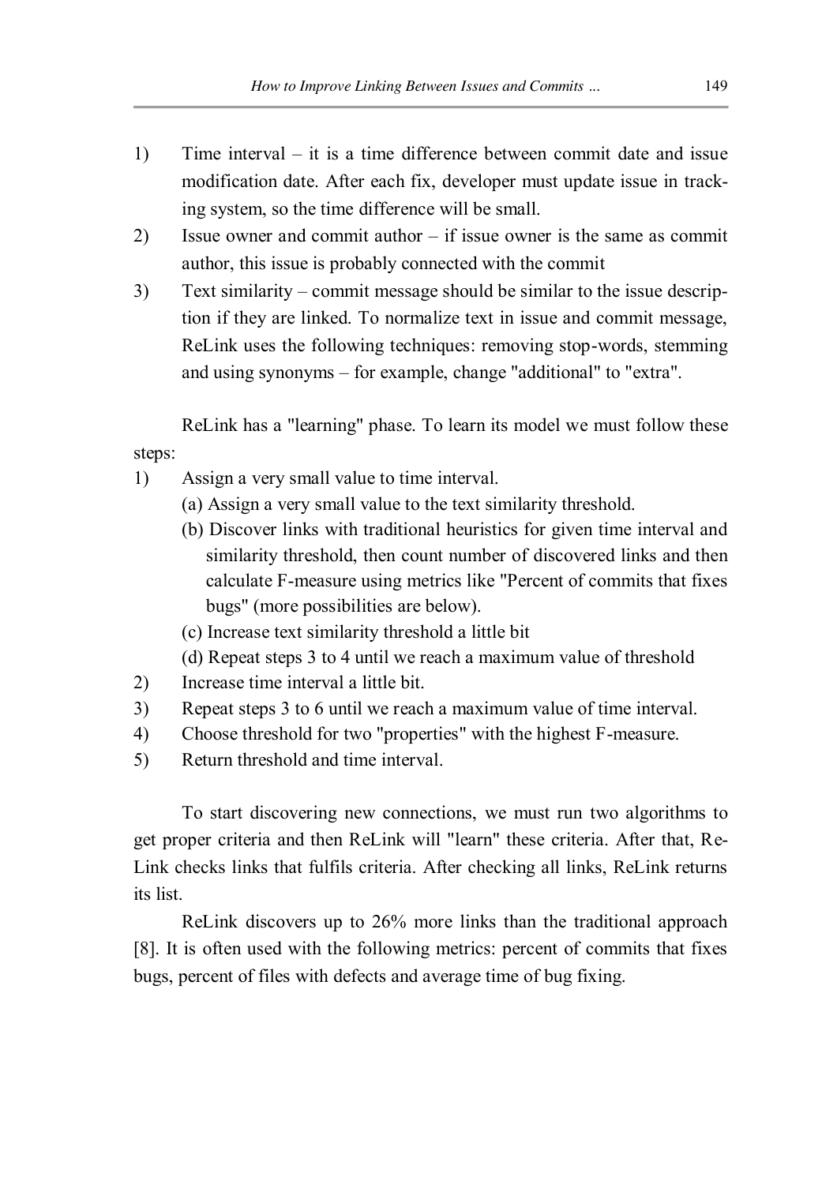1) Time interval – it is a time difference between commit date and issue modification date. After each fix, developer must update issue in tracking system, so the time difference will be small.
2) Issue owner and commit author – if issue owner is the same as commit author, this issue is probably connected with the commit
3) Text similarity – commit message should be similar to the issue description if they are linked. To normalize text in issue and commit message, ReLink uses the following techniques: removing stop-words, stemming and using synonyms – for example, change "additional" to "extra".

ReLink has a "learning" phase. To learn its model we must follow these steps:

1) Assign a very small value to time interval.
   (a) Assign a very small value to the text similarity threshold.
   (b) Discover links with traditional heuristics for given time interval and similarity threshold, then count number of discovered links and then calculate F-measure using metrics like "Percent of commits that fixes bugs" (more possibilities are below).
   (c) Increase text similarity threshold a little bit
   (d) Repeat steps 3 to 4 until we reach a maximum value of threshold
2) Increase time interval a little bit.
3) Repeat steps 3 to 6 until we reach a maximum value of time interval.
4) Choose threshold for two "properties" with the highest F-measure.
5) Return threshold and time interval.

To start discovering new connections, we must run two algorithms to get proper criteria and then ReLink will "learn" these criteria. After that, ReLink checks links that fulfils criteria. After checking all links, ReLink returns its list.

ReLink discovers up to 26% more links than the traditional approach [8]. It is often used with the following metrics: percent of commits that fixes bugs, percent of files with defects and average time of bug fixing.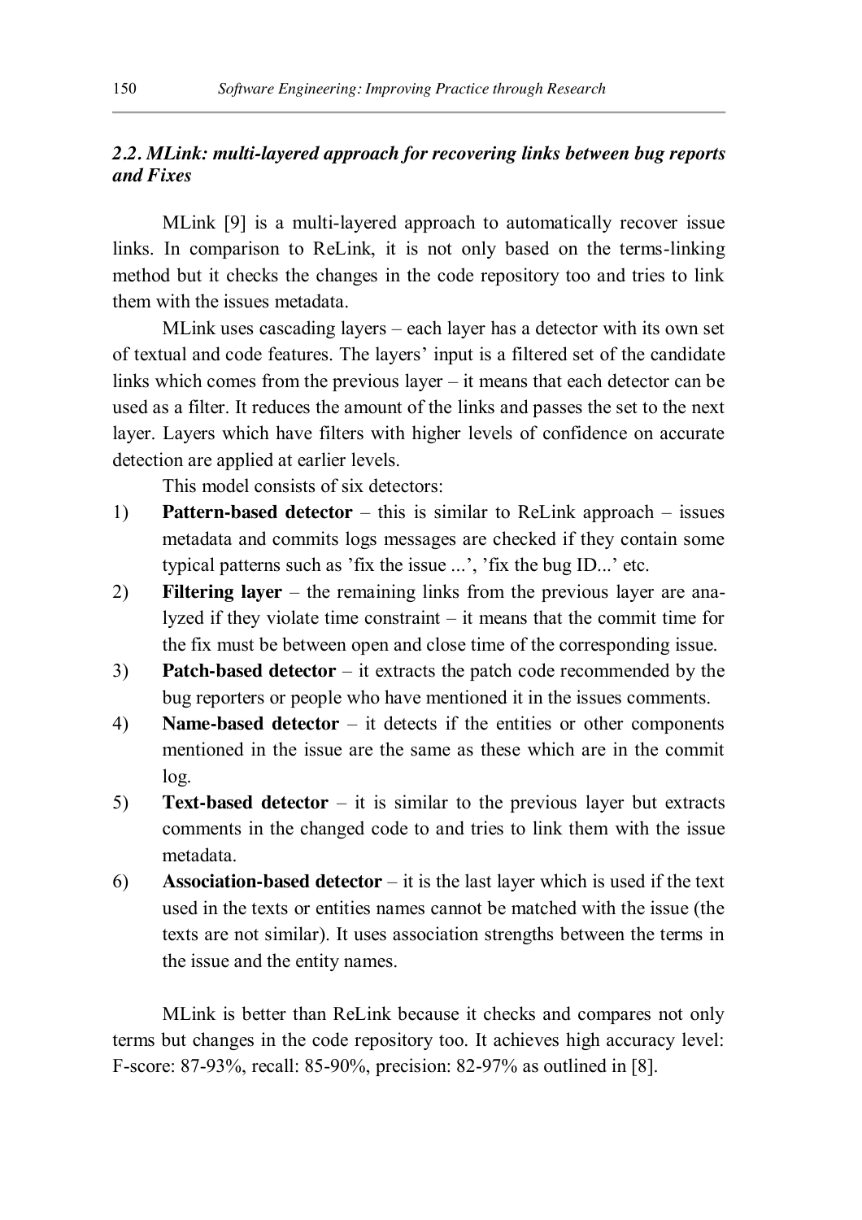### *2.2. MLink: multi-layered approach for recovering links between bug reports and Fixes*

MLink [9] is a multi-layered approach to automatically recover issue links. In comparison to ReLink, it is not only based on the terms-linking method but it checks the changes in the code repository too and tries to link them with the issues metadata.

MLink uses cascading layers – each layer has a detector with its own set of textual and code features. The layers' input is a filtered set of the candidate links which comes from the previous layer – it means that each detector can be used as a filter. It reduces the amount of the links and passes the set to the next layer. Layers which have filters with higher levels of confidence on accurate detection are applied at earlier levels.

This model consists of six detectors:

1) **Pattern-based detector** – this is similar to ReLink approach – issues metadata and commits logs messages are checked if they contain some typical patterns such as 'fix the issue ...', 'fix the bug ID...' etc.
2) **Filtering layer** – the remaining links from the previous layer are analyzed if they violate time constraint – it means that the commit time for the fix must be between open and close time of the corresponding issue.
3) **Patch-based detector** – it extracts the patch code recommended by the bug reporters or people who have mentioned it in the issues comments.
4) **Name-based detector** – it detects if the entities or other components mentioned in the issue are the same as these which are in the commit log.
5) **Text-based detector** – it is similar to the previous layer but extracts comments in the changed code to and tries to link them with the issue metadata.
6) **Association-based detector** – it is the last layer which is used if the text used in the texts or entities names cannot be matched with the issue (the texts are not similar). It uses association strengths between the terms in the issue and the entity names.

MLink is better than ReLink because it checks and compares not only terms but changes in the code repository too. It achieves high accuracy level: F-score: 87-93%, recall: 85-90%, precision: 82-97% as outlined in [8].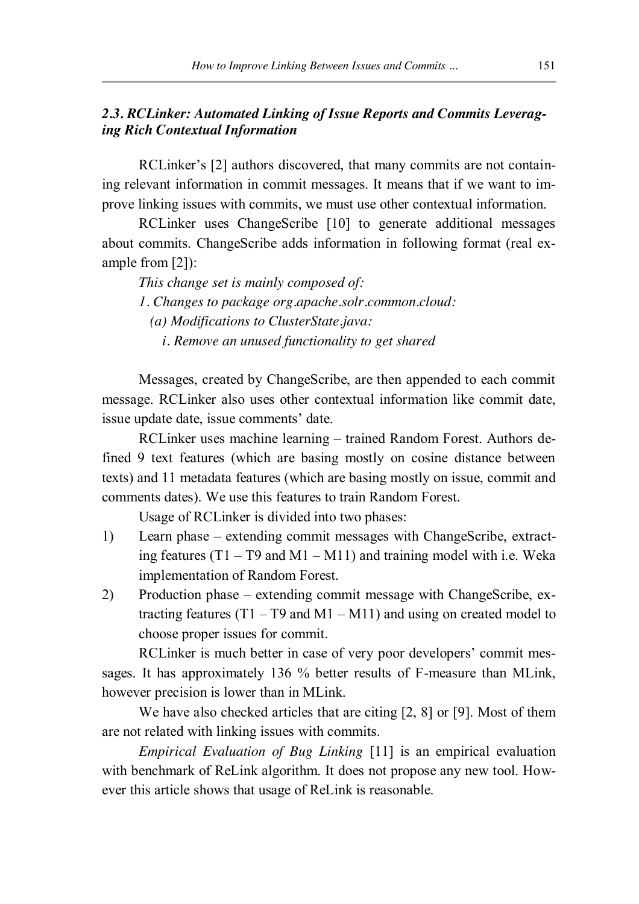### *2.3. RCLinker: Automated Linking of Issue Reports and Commits Leveraging Rich Contextual Information*

RCLinker's [2] authors discovered, that many commits are not containing relevant information in commit messages. It means that if we want to improve linking issues with commits, we must use other contextual information.

RCLinker uses ChangeScribe [10] to generate additional messages about commits. ChangeScribe adds information in following format (real example from [2]):

*This change set is mainly composed of:*

*1. Changes to package org.apache.solr.common.cloud:*

*(a) Modifications to ClusterState.java:*

*i. Remove an unused functionality to get shared*

Messages, created by ChangeScribe, are then appended to each commit message. RCLinker also uses other contextual information like commit date, issue update date, issue comments' date.

RCLinker uses machine learning – trained Random Forest. Authors defined 9 text features (which are basing mostly on cosine distance between texts) and 11 metadata features (which are basing mostly on issue, commit and comments dates). We use this features to train Random Forest.

Usage of RCLinker is divided into two phases:

1) Learn phase – extending commit messages with ChangeScribe, extracting features (T1 – T9 and M1 – M11) and training model with i.e. Weka implementation of Random Forest.
2) Production phase – extending commit message with ChangeScribe, extracting features (T1 – T9 and M1 – M11) and using on created model to choose proper issues for commit.

RCLinker is much better in case of very poor developers' commit messages. It has approximately 136 % better results of F-measure than MLink, however precision is lower than in MLink.

We have also checked articles that are citing [2, 8] or [9]. Most of them are not related with linking issues with commits.

*Empirical Evaluation of Bug Linking* [11] is an empirical evaluation with benchmark of ReLink algorithm. It does not propose any new tool. However this article shows that usage of ReLink is reasonable.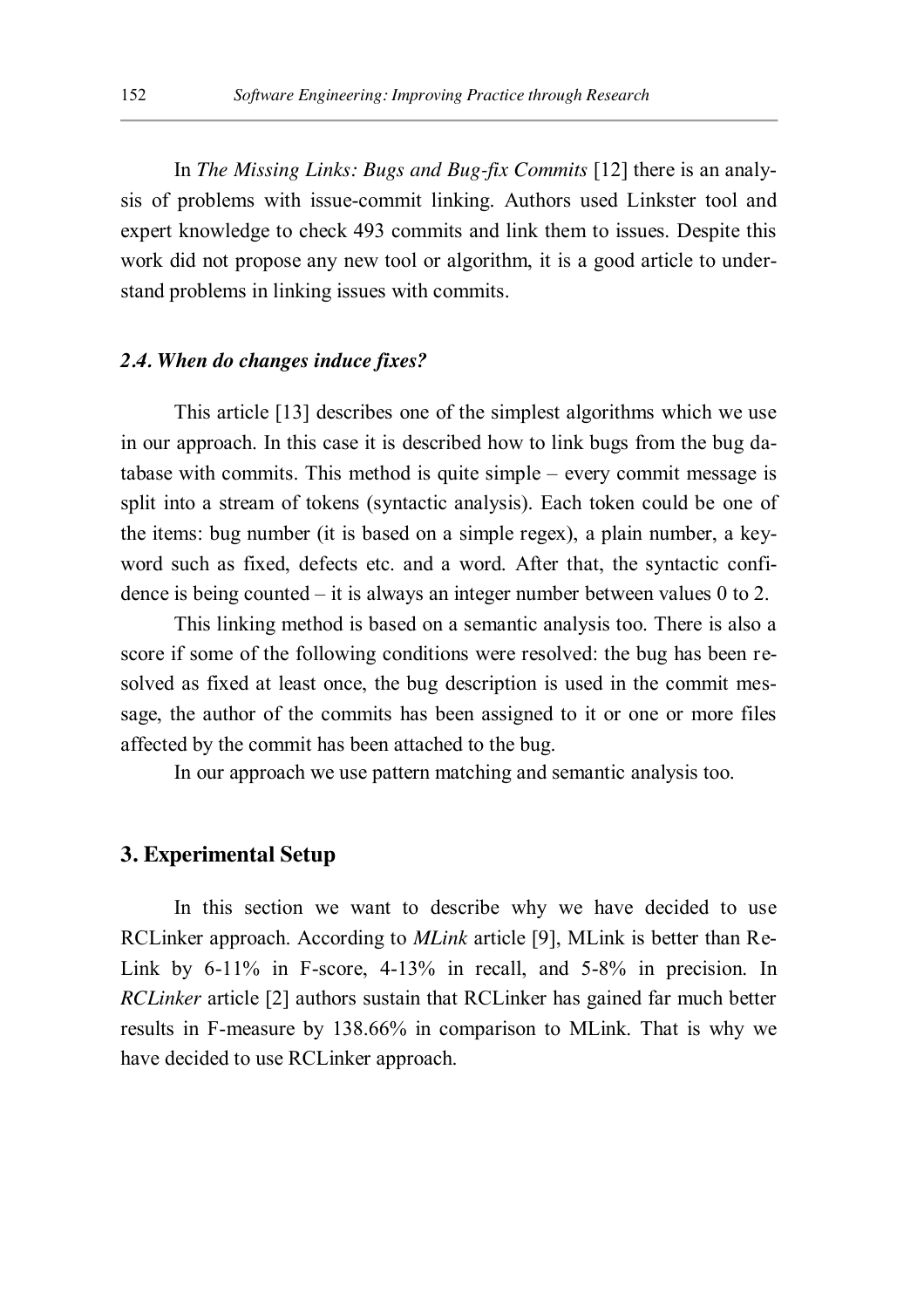In *The Missing Links: Bugs and Bug-fix Commits* [12] there is an analysis of problems with issue-commit linking. Authors used Linkster tool and expert knowledge to check 493 commits and link them to issues. Despite this work did not propose any new tool or algorithm, it is a good article to understand problems in linking issues with commits.

### *2.4. When do changes induce fixes?*

This article [13] describes one of the simplest algorithms which we use in our approach. In this case it is described how to link bugs from the bug database with commits. This method is quite simple – every commit message is split into a stream of tokens (syntactic analysis). Each token could be one of the items: bug number (it is based on a simple regex), a plain number, a keyword such as fixed, defects etc. and a word. After that, the syntactic confidence is being counted – it is always an integer number between values 0 to 2.

This linking method is based on a semantic analysis too. There is also a score if some of the following conditions were resolved: the bug has been resolved as fixed at least once, the bug description is used in the commit message, the author of the commits has been assigned to it or one or more files affected by the commit has been attached to the bug.

In our approach we use pattern matching and semantic analysis too.

## 3. Experimental Setup

In this section we want to describe why we have decided to use RCLinker approach. According to *MLink* article [9], MLink is better than ReLink by 6-11% in F-score, 4-13% in recall, and 5-8% in precision. In *RCLinker* article [2] authors sustain that RCLinker has gained far much better results in F-measure by 138.66% in comparison to MLink. That is why we have decided to use RCLinker approach.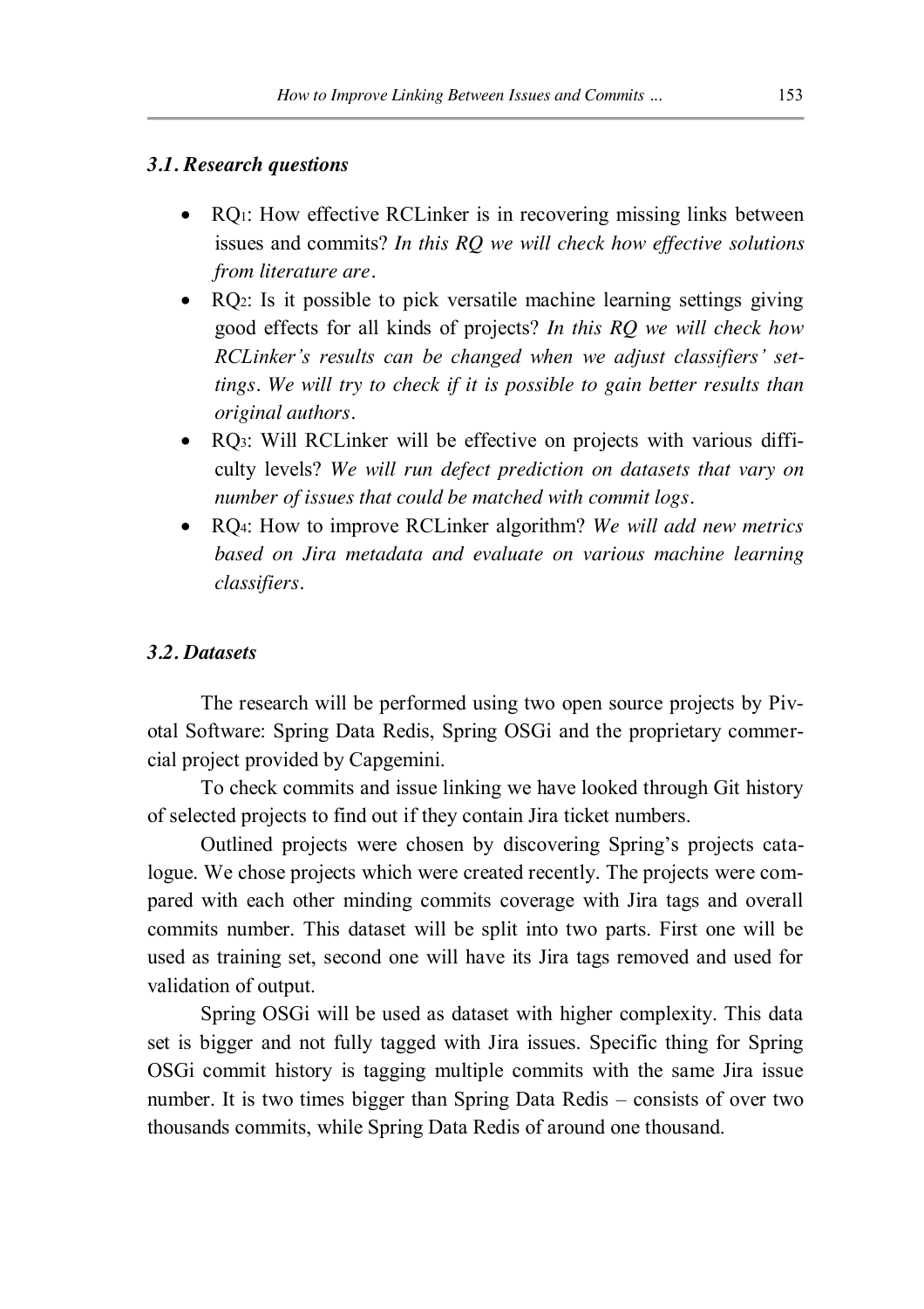### *3.1. Research questions*

- RQ1: How effective RCLinker is in recovering missing links between issues and commits? *In this RQ we will check how effective solutions from literature are.*
- RQ2: Is it possible to pick versatile machine learning settings giving good effects for all kinds of projects? *In this RQ we will check how RCLinker's results can be changed when we adjust classifiers' settings. We will try to check if it is possible to gain better results than original authors.*
- RQ3: Will RCLinker will be effective on projects with various difficulty levels? *We will run defect prediction on datasets that vary on number of issues that could be matched with commit logs.*
- RQ4: How to improve RCLinker algorithm? *We will add new metrics based on Jira metadata and evaluate on various machine learning classifiers.*

### *3.2. Datasets*

The research will be performed using two open source projects by Pivotal Software: Spring Data Redis, Spring OSGi and the proprietary commercial project provided by Capgemini.

To check commits and issue linking we have looked through Git history of selected projects to find out if they contain Jira ticket numbers.

Outlined projects were chosen by discovering Spring's projects catalogue. We chose projects which were created recently. The projects were compared with each other minding commits coverage with Jira tags and overall commits number. This dataset will be split into two parts. First one will be used as training set, second one will have its Jira tags removed and used for validation of output.

Spring OSGi will be used as dataset with higher complexity. This data set is bigger and not fully tagged with Jira issues. Specific thing for Spring OSGi commit history is tagging multiple commits with the same Jira issue number. It is two times bigger than Spring Data Redis – consists of over two thousands commits, while Spring Data Redis of around one thousand.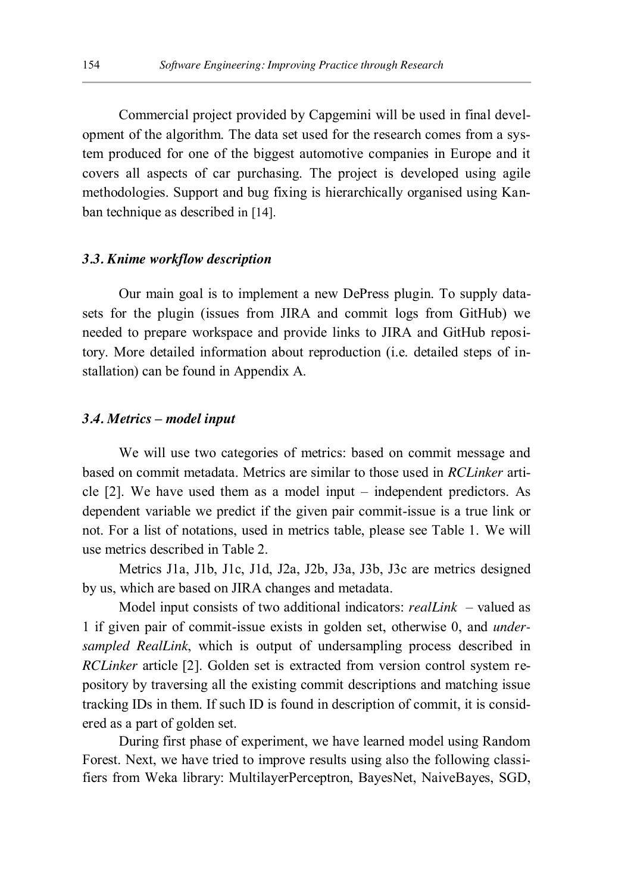Commercial project provided by Capgemini will be used in final development of the algorithm. The data set used for the research comes from a system produced for one of the biggest automotive companies in Europe and it covers all aspects of car purchasing. The project is developed using agile methodologies. Support and bug fixing is hierarchically organised using Kanban technique as described in [14].

### *3.3. Knime workflow description*

Our main goal is to implement a new DePress plugin. To supply datasets for the plugin (issues from JIRA and commit logs from GitHub) we needed to prepare workspace and provide links to JIRA and GitHub repository. More detailed information about reproduction (i.e. detailed steps of installation) can be found in Appendix A.

### *3.4. Metrics – model input*

We will use two categories of metrics: based on commit message and based on commit metadata. Metrics are similar to those used in *RCLinker* article [2]. We have used them as a model input – independent predictors. As dependent variable we predict if the given pair commit-issue is a true link or not. For a list of notations, used in metrics table, please see Table 1. We will use metrics described in Table 2.

Metrics J1a, J1b, J1c, J1d, J2a, J2b, J3a, J3b, J3c are metrics designed by us, which are based on JIRA changes and metadata.

Model input consists of two additional indicators: *realLink* – valued as 1 if given pair of commit-issue exists in golden set, otherwise 0, and *undersampled RealLink*, which is output of undersampling process described in *RCLinker* article [2]. Golden set is extracted from version control system repository by traversing all the existing commit descriptions and matching issue tracking IDs in them. If such ID is found in description of commit, it is considered as a part of golden set.

During first phase of experiment, we have learned model using Random Forest. Next, we have tried to improve results using also the following classifiers from Weka library: MultilayerPerceptron, BayesNet, NaiveBayes, SGD,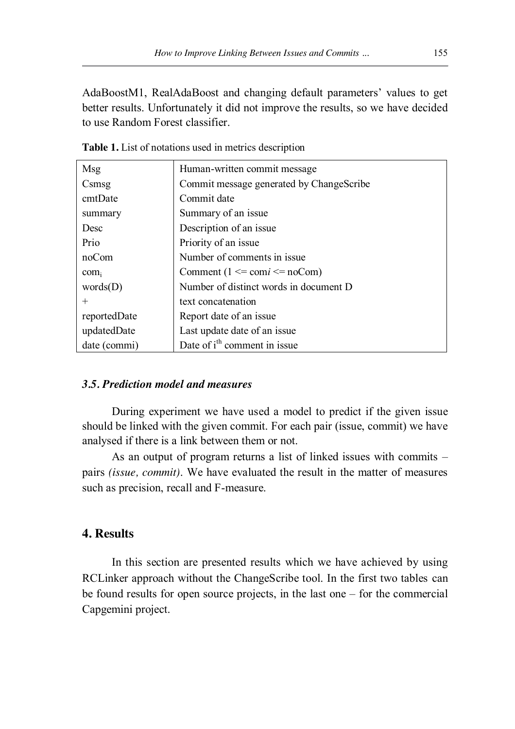AdaBoostM1, RealAdaBoost and changing default parameters' values to get better results. Unfortunately it did not improve the results, so we have decided to use Random Forest classifier.

**Table 1.** List of notations used in metrics description

| | |
|---|---|
| Msg | Human-written commit message |
| Csmsg | Commit message generated by ChangeScribe |
| cmtDate | Commit date |
| summary | Summary of an issue |
| Desc | Description of an issue |
| Prio | Priority of an issue |
| noCom | Number of comments in issue |
| $com_i$ | Comment (1 <= com*i* <= noCom) |
| words(D) | Number of distinct words in document D |
| + | text concatenation |
| reportedDate | Report date of an issue |
| updatedDate | Last update date of an issue |
| date (commi) | Date of $i^{th}$ comment in issue |

### *3.5. Prediction model and measures*

During experiment we have used a model to predict if the given issue should be linked with the given commit. For each pair (issue, commit) we have analysed if there is a link between them or not.

As an output of program returns a list of linked issues with commits – pairs *(issue, commit)*. We have evaluated the result in the matter of measures such as precision, recall and F-measure.

## 4. Results

In this section are presented results which we have achieved by using RCLinker approach without the ChangeScribe tool. In the first two tables can be found results for open source projects, in the last one – for the commercial Capgemini project.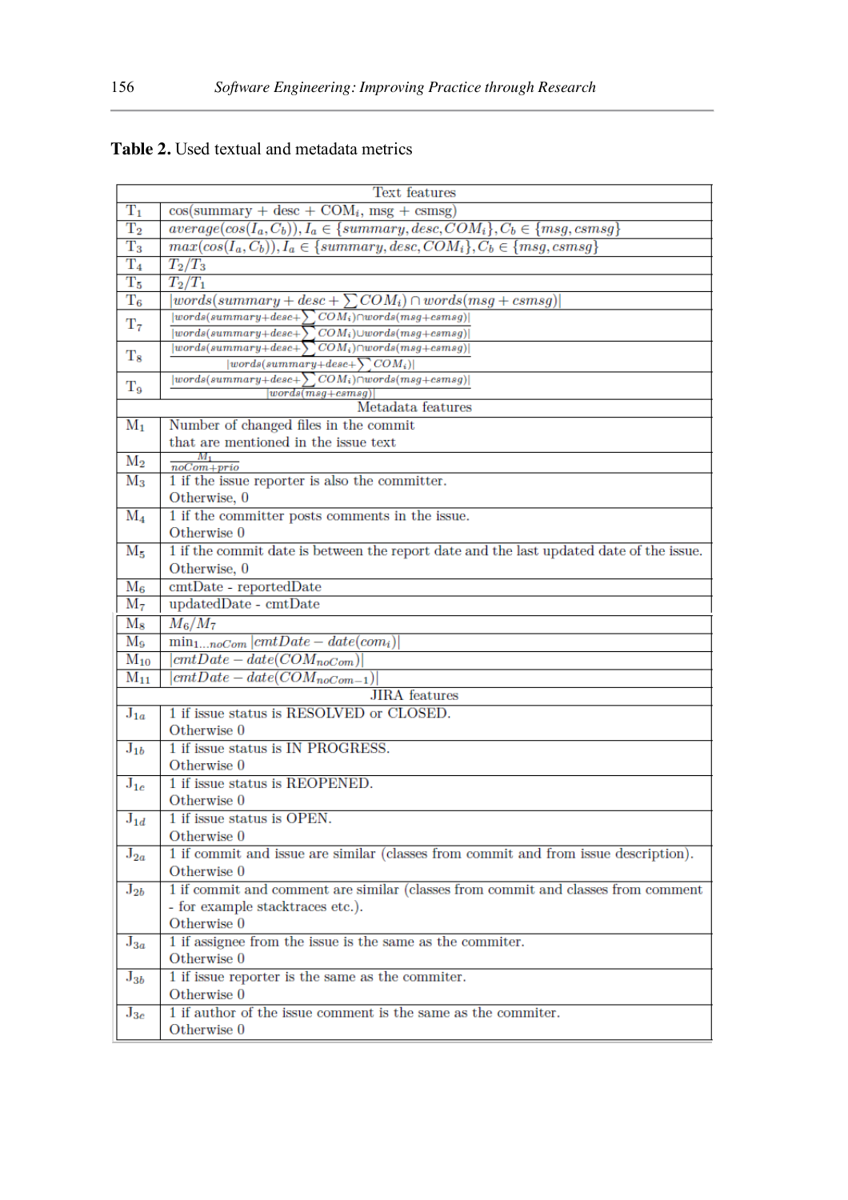**Table 2.** Used textual and metadata metrics

| | Text features |
|---|---|
| $T_1$ | cos(summary + desc + $COM_i$, msg + csmsg) |
| $T_2$ | $average(cos(I_a, C_b)), I_a \in \{summary, desc, COM_i\}, C_b \in \{msg, csmsg\}$ |
| $T_3$ | $max(cos(I_a, C_b)), I_a \in \{summary, desc, COM_i\}, C_b \in \{msg, csmsg\}$ |
| $T_4$ | $T_2/T_3$ |
| $T_5$ | $T_2/T_1$ |
| $T_6$ | $\lvert words(summary + desc + \sum COM_i) \cap words(msg + csmsg) \rvert$ |
| $T_7$ | $\frac{\lvert words(summary+desc+\sum COM_i) \cap words(msg+csmsg) \rvert}{\lvert words(summary+desc+\sum COM_i) \cup words(msg+csmsg) \rvert}$ |
| $T_8$ | $\frac{\lvert words(summary+desc+\sum COM_i) \cap words(msg+csmsg) \rvert}{\lvert words(summary+desc+\sum COM_i) \rvert}$ |
| $T_9$ | $\frac{\lvert words(summary+desc+\sum COM_i) \cap words(msg+csmsg) \rvert}{\lvert words(msg+csmsg) \rvert}$ |
| | **Metadata features** |
| $M_1$ | Number of changed files in the commit that are mentioned in the issue text |
| $M_2$ | $\frac{M_1}{noCom+prio}$ |
| $M_3$ | 1 if the issue reporter is also the committer. Otherwise, 0 |
| $M_4$ | 1 if the committer posts comments in the issue. Otherwise 0 |
| $M_5$ | 1 if the commit date is between the report date and the last updated date of the issue. Otherwise, 0 |
| $M_6$ | cmtDate - reportedDate |
| $M_7$ | updatedDate - cmtDate |
| $M_8$ | $M_6/M_7$ |
| $M_9$ | $\min_{1 \dots noCom} \lvert cmtDate - date(com_i) \rvert$ |
| $M_{10}$ | $\lvert cmtDate - date(COM_{noCom}) \rvert$ |
| $M_{11}$ | $\lvert cmtDate - date(COM_{noCom-1}) \rvert$ |
| | **JIRA features** |
| $J_{1a}$ | 1 if issue status is RESOLVED or CLOSED. Otherwise 0 |
| $J_{1b}$ | 1 if issue status is IN PROGRESS. Otherwise 0 |
| $J_{1c}$ | 1 if issue status is REOPENED. Otherwise 0 |
| $J_{1d}$ | 1 if issue status is OPEN. Otherwise 0 |
| $J_{2a}$ | 1 if commit and issue are similar (classes from commit and from issue description). Otherwise 0 |
| $J_{2b}$ | 1 if commit and comment are similar (classes from commit and classes from comment - for example stacktraces etc.). Otherwise 0 |
| $J_{3a}$ | 1 if assignee from the issue is the same as the commiter. Otherwise 0 |
| $J_{3b}$ | 1 if issue reporter is the same as the commiter. Otherwise 0 |
| $J_{3c}$ | 1 if author of the issue comment is the same as the commiter. Otherwise 0 |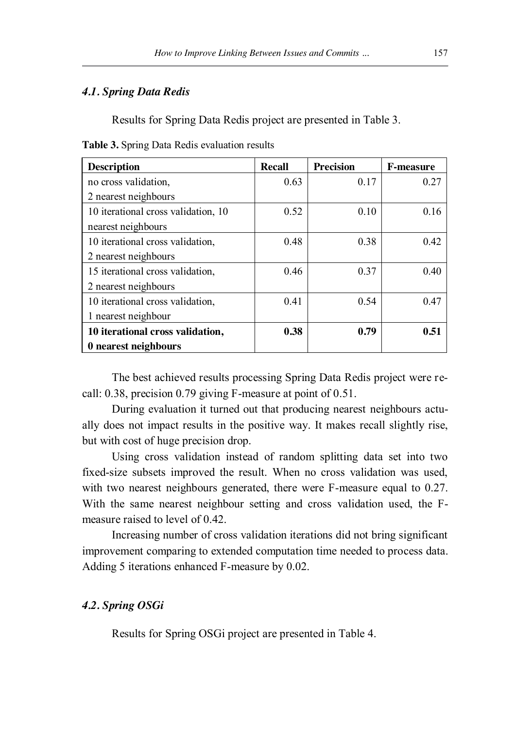### *4.1. Spring Data Redis*

Results for Spring Data Redis project are presented in Table 3.

**Table 3.** Spring Data Redis evaluation results

| Description | Recall | Precision | F-measure |
|---|---|---|---|
| no cross validation, 2 nearest neighbours | 0.63 | 0.17 | 0.27 |
| 10 iterational cross validation, 10 nearest neighbours | 0.52 | 0.10 | 0.16 |
| 10 iterational cross validation, 2 nearest neighbours | 0.48 | 0.38 | 0.42 |
| 15 iterational cross validation, 2 nearest neighbours | 0.46 | 0.37 | 0.40 |
| 10 iterational cross validation, 1 nearest neighbour | 0.41 | 0.54 | 0.47 |
| **10 iterational cross validation, 0 nearest neighbours** | **0.38** | **0.79** | **0.51** |

The best achieved results processing Spring Data Redis project were recall: 0.38, precision 0.79 giving F-measure at point of 0.51.

During evaluation it turned out that producing nearest neighbours actually does not impact results in the positive way. It makes recall slightly rise, but with cost of huge precision drop.

Using cross validation instead of random splitting data set into two fixed-size subsets improved the result. When no cross validation was used, with two nearest neighbours generated, there were F-measure equal to 0.27. With the same nearest neighbour setting and cross validation used, the F-measure raised to level of 0.42.

Increasing number of cross validation iterations did not bring significant improvement comparing to extended computation time needed to process data. Adding 5 iterations enhanced F-measure by 0.02.

### *4.2. Spring OSGi*

Results for Spring OSGi project are presented in Table 4.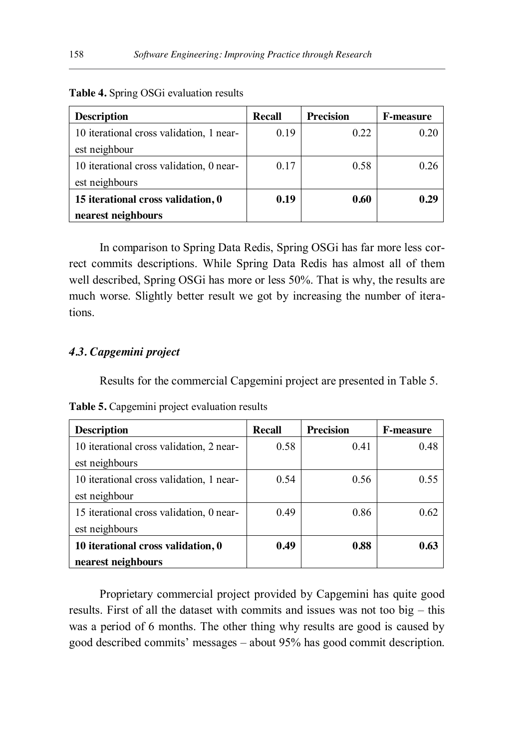**Table 4.** Spring OSGi evaluation results

| Description | Recall | Precision | F-measure |
|---|---|---|---|
| 10 iterational cross validation, 1 nearest neighbour | 0.19 | 0.22 | 0.20 |
| 10 iterational cross validation, 0 nearest neighbours | 0.17 | 0.58 | 0.26 |
| **15 iterational cross validation, 0 nearest neighbours** | **0.19** | **0.60** | **0.29** |

In comparison to Spring Data Redis, Spring OSGi has far more less correct commits descriptions. While Spring Data Redis has almost all of them well described, Spring OSGi has more or less 50%. That is why, the results are much worse. Slightly better result we got by increasing the number of iterations.

### *4.3. Capgemini project*

Results for the commercial Capgemini project are presented in Table 5.

**Table 5.** Capgemini project evaluation results

| Description | Recall | Precision | F-measure |
|---|---|---|---|
| 10 iterational cross validation, 2 nearest neighbours | 0.58 | 0.41 | 0.48 |
| 10 iterational cross validation, 1 nearest neighbour | 0.54 | 0.56 | 0.55 |
| 15 iterational cross validation, 0 nearest neighbours | 0.49 | 0.86 | 0.62 |
| **10 iterational cross validation, 0 nearest neighbours** | **0.49** | **0.88** | **0.63** |

Proprietary commercial project provided by Capgemini has quite good results. First of all the dataset with commits and issues was not too big – this was a period of 6 months. The other thing why results are good is caused by good described commits' messages – about 95% has good commit description.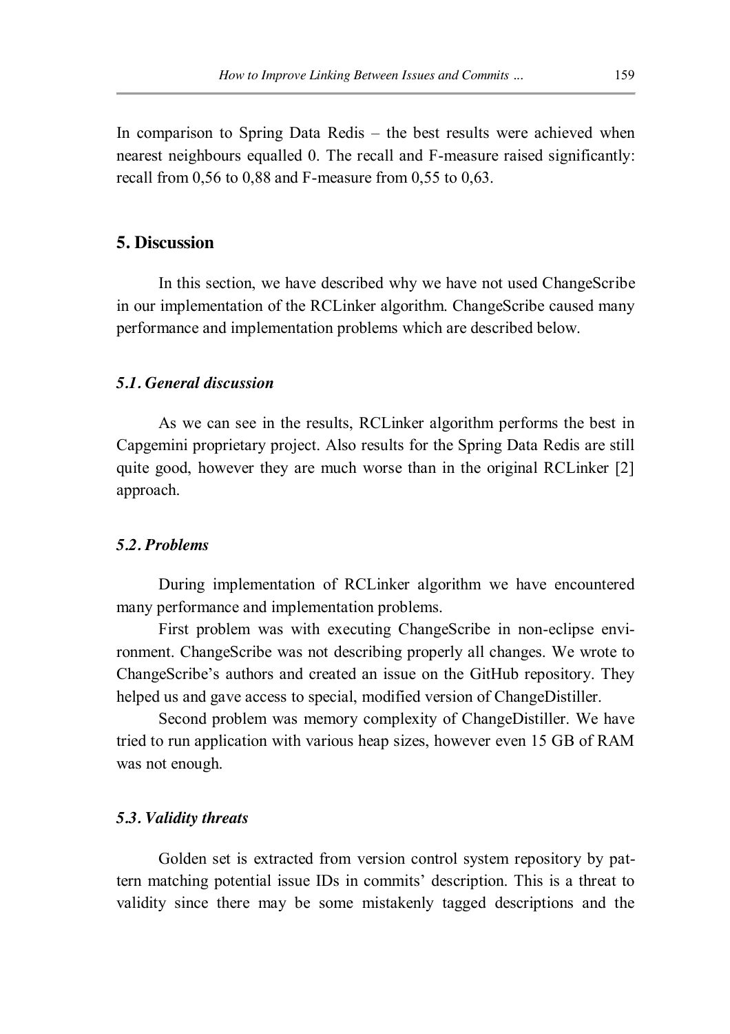In comparison to Spring Data Redis – the best results were achieved when nearest neighbours equalled 0. The recall and F-measure raised significantly: recall from 0,56 to 0,88 and F-measure from 0,55 to 0,63.

## 5. Discussion

In this section, we have described why we have not used ChangeScribe in our implementation of the RCLinker algorithm. ChangeScribe caused many performance and implementation problems which are described below.

### *5.1. General discussion*

As we can see in the results, RCLinker algorithm performs the best in Capgemini proprietary project. Also results for the Spring Data Redis are still quite good, however they are much worse than in the original RCLinker [2] approach.

### *5.2. Problems*

During implementation of RCLinker algorithm we have encountered many performance and implementation problems.

First problem was with executing ChangeScribe in non-eclipse environment. ChangeScribe was not describing properly all changes. We wrote to ChangeScribe's authors and created an issue on the GitHub repository. They helped us and gave access to special, modified version of ChangeDistiller.

Second problem was memory complexity of ChangeDistiller. We have tried to run application with various heap sizes, however even 15 GB of RAM was not enough.

### *5.3. Validity threats*

Golden set is extracted from version control system repository by pattern matching potential issue IDs in commits' description. This is a threat to validity since there may be some mistakenly tagged descriptions and the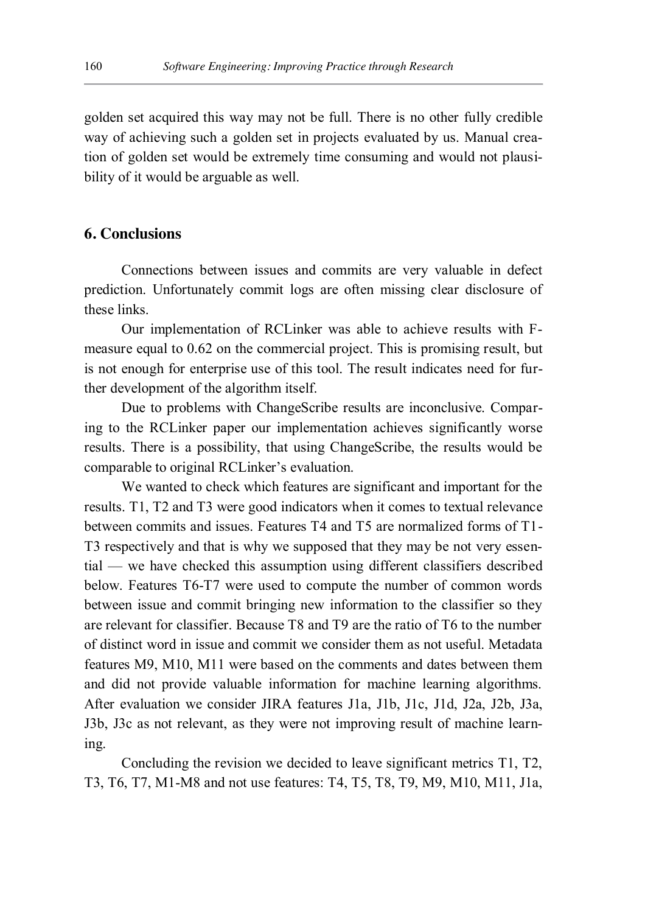golden set acquired this way may not be full. There is no other fully credible way of achieving such a golden set in projects evaluated by us. Manual creation of golden set would be extremely time consuming and would not plausibility of it would be arguable as well.

## 6. Conclusions

Connections between issues and commits are very valuable in defect prediction. Unfortunately commit logs are often missing clear disclosure of these links.

Our implementation of RCLinker was able to achieve results with F-measure equal to 0.62 on the commercial project. This is promising result, but is not enough for enterprise use of this tool. The result indicates need for further development of the algorithm itself.

Due to problems with ChangeScribe results are inconclusive. Comparing to the RCLinker paper our implementation achieves significantly worse results. There is a possibility, that using ChangeScribe, the results would be comparable to original RCLinker's evaluation.

We wanted to check which features are significant and important for the results. T1, T2 and T3 were good indicators when it comes to textual relevance between commits and issues. Features T4 and T5 are normalized forms of T1-T3 respectively and that is why we supposed that they may be not very essential — we have checked this assumption using different classifiers described below. Features T6-T7 were used to compute the number of common words between issue and commit bringing new information to the classifier so they are relevant for classifier. Because T8 and T9 are the ratio of T6 to the number of distinct word in issue and commit we consider them as not useful. Metadata features M9, M10, M11 were based on the comments and dates between them and did not provide valuable information for machine learning algorithms. After evaluation we consider JIRA features J1a, J1b, J1c, J1d, J2a, J2b, J3a, J3b, J3c as not relevant, as they were not improving result of machine learning.

Concluding the revision we decided to leave significant metrics T1, T2, T3, T6, T7, M1-M8 and not use features: T4, T5, T8, T9, M9, M10, M11, J1a,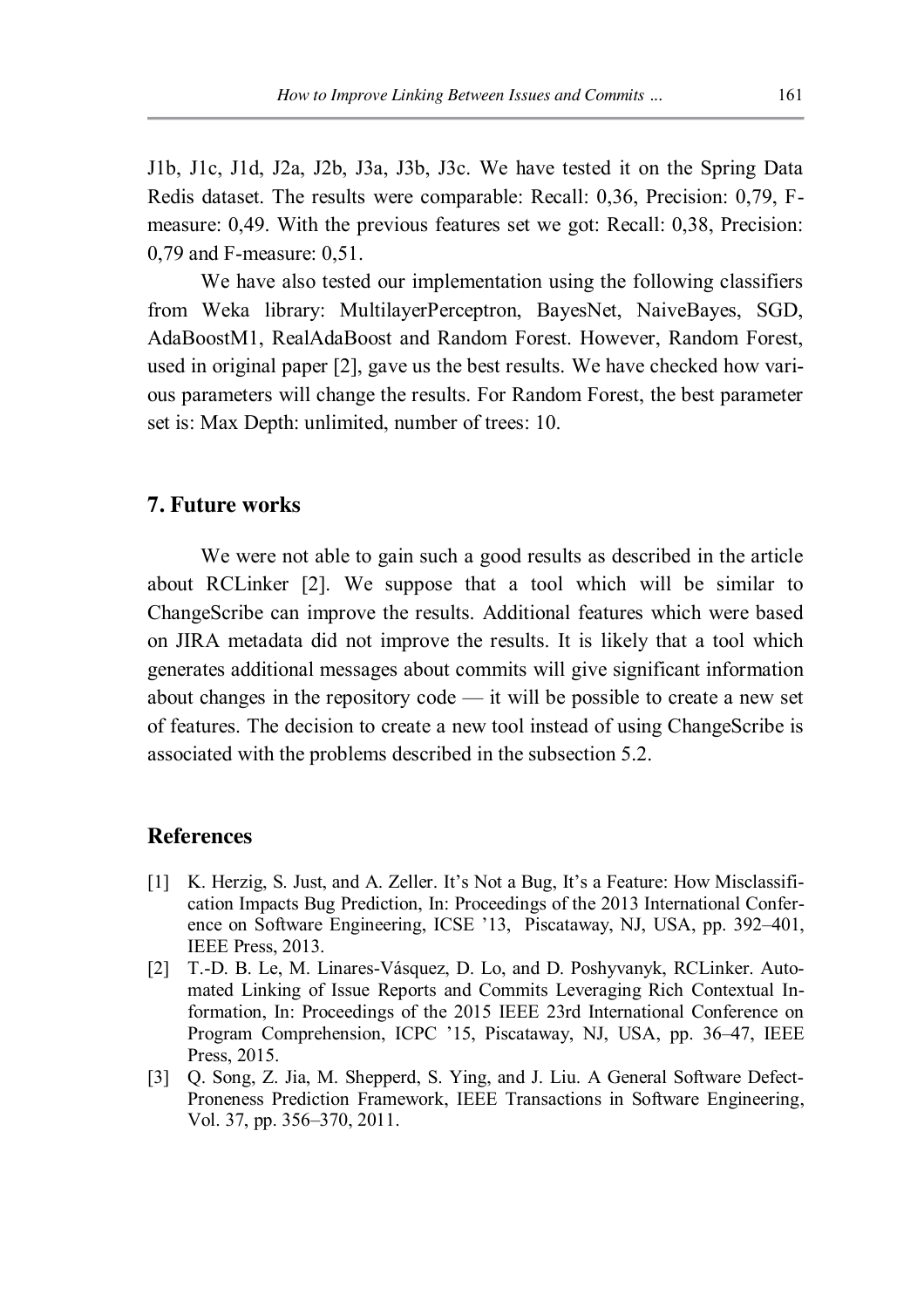J1b, J1c, J1d, J2a, J2b, J3a, J3b, J3c. We have tested it on the Spring Data Redis dataset. The results were comparable: Recall: 0,36, Precision: 0,79, F-measure: 0,49. With the previous features set we got: Recall: 0,38, Precision: 0,79 and F-measure: 0,51.

We have also tested our implementation using the following classifiers from Weka library: MultilayerPerceptron, BayesNet, NaiveBayes, SGD, AdaBoostM1, RealAdaBoost and Random Forest. However, Random Forest, used in original paper [2], gave us the best results. We have checked how various parameters will change the results. For Random Forest, the best parameter set is: Max Depth: unlimited, number of trees: 10.

## 7. Future works

We were not able to gain such a good results as described in the article about RCLinker [2]. We suppose that a tool which will be similar to ChangeScribe can improve the results. Additional features which were based on JIRA metadata did not improve the results. It is likely that a tool which generates additional messages about commits will give significant information about changes in the repository code — it will be possible to create a new set of features. The decision to create a new tool instead of using ChangeScribe is associated with the problems described in the subsection 5.2.

## References

[1] K. Herzig, S. Just, and A. Zeller. It's Not a Bug, It's a Feature: How Misclassification Impacts Bug Prediction, In: Proceedings of the 2013 International Conference on Software Engineering, ICSE '13, Piscataway, NJ, USA, pp. 392–401, IEEE Press, 2013.

[2] T.-D. B. Le, M. Linares-Vásquez, D. Lo, and D. Poshyvanyk, RCLinker. Automated Linking of Issue Reports and Commits Leveraging Rich Contextual Information, In: Proceedings of the 2015 IEEE 23rd International Conference on Program Comprehension, ICPC '15, Piscataway, NJ, USA, pp. 36–47, IEEE Press, 2015.

[3] Q. Song, Z. Jia, M. Shepperd, S. Ying, and J. Liu. A General Software Defect-Proneness Prediction Framework, IEEE Transactions in Software Engineering, Vol. 37, pp. 356–370, 2011.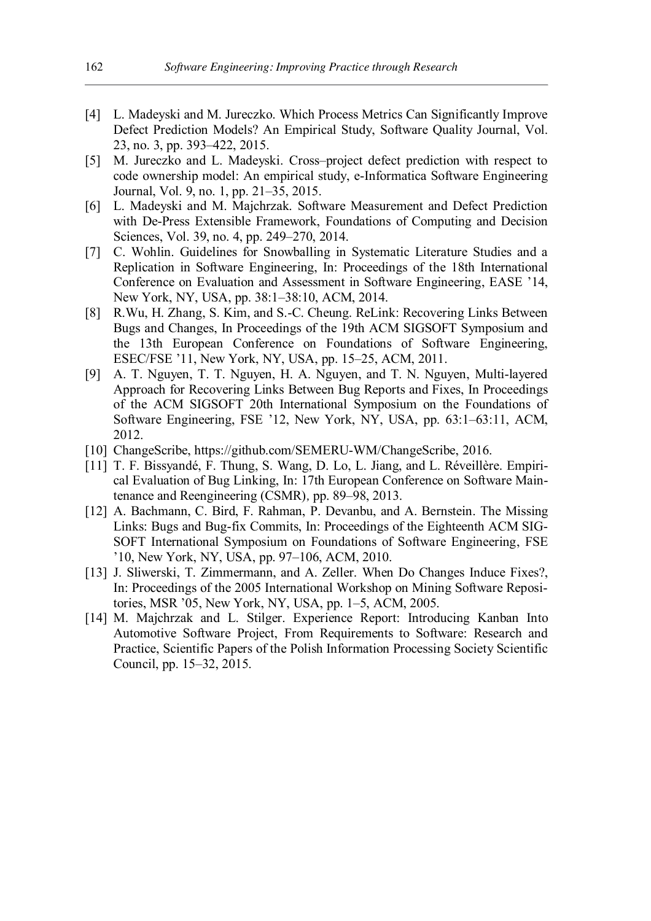[4] L. Madeyski and M. Jureczko. Which Process Metrics Can Significantly Improve Defect Prediction Models? An Empirical Study, Software Quality Journal, Vol. 23, no. 3, pp. 393–422, 2015.

[5] M. Jureczko and L. Madeyski. Cross–project defect prediction with respect to code ownership model: An empirical study, e-Informatica Software Engineering Journal, Vol. 9, no. 1, pp. 21–35, 2015.

[6] L. Madeyski and M. Majchrzak. Software Measurement and Defect Prediction with De-Press Extensible Framework, Foundations of Computing and Decision Sciences, Vol. 39, no. 4, pp. 249–270, 2014.

[7] C. Wohlin. Guidelines for Snowballing in Systematic Literature Studies and a Replication in Software Engineering, In: Proceedings of the 18th International Conference on Evaluation and Assessment in Software Engineering, EASE '14, New York, NY, USA, pp. 38:1–38:10, ACM, 2014.

[8] R.Wu, H. Zhang, S. Kim, and S.-C. Cheung. ReLink: Recovering Links Between Bugs and Changes, In Proceedings of the 19th ACM SIGSOFT Symposium and the 13th European Conference on Foundations of Software Engineering, ESEC/FSE '11, New York, NY, USA, pp. 15–25, ACM, 2011.

[9] A. T. Nguyen, T. T. Nguyen, H. A. Nguyen, and T. N. Nguyen, Multi-layered Approach for Recovering Links Between Bug Reports and Fixes, In Proceedings of the ACM SIGSOFT 20th International Symposium on the Foundations of Software Engineering, FSE '12, New York, NY, USA, pp. 63:1–63:11, ACM, 2012.

[10] ChangeScribe, https://github.com/SEMERU-WM/ChangeScribe, 2016.

[11] T. F. Bissyandé, F. Thung, S. Wang, D. Lo, L. Jiang, and L. Réveillère. Empirical Evaluation of Bug Linking, In: 17th European Conference on Software Maintenance and Reengineering (CSMR), pp. 89–98, 2013.

[12] A. Bachmann, C. Bird, F. Rahman, P. Devanbu, and A. Bernstein. The Missing Links: Bugs and Bug-fix Commits, In: Proceedings of the Eighteenth ACM SIGSOFT International Symposium on Foundations of Software Engineering, FSE '10, New York, NY, USA, pp. 97–106, ACM, 2010.

[13] J. Sliwerski, T. Zimmermann, and A. Zeller. When Do Changes Induce Fixes?, In: Proceedings of the 2005 International Workshop on Mining Software Repositories, MSR '05, New York, NY, USA, pp. 1–5, ACM, 2005.

[14] M. Majchrzak and L. Stilger. Experience Report: Introducing Kanban Into Automotive Software Project, From Requirements to Software: Research and Practice, Scientific Papers of the Polish Information Processing Society Scientific Council, pp. 15–32, 2015.